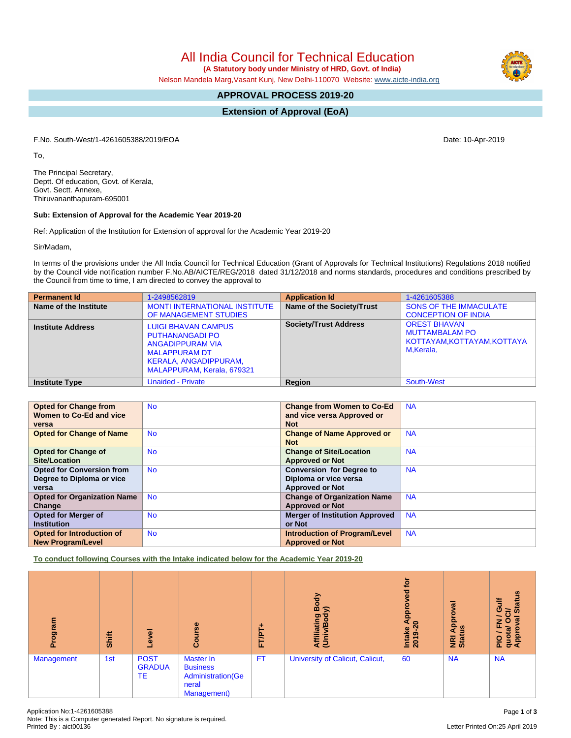# All India Council for Technical Education

**(A Statutory body under Ministry of HRD, Govt. of India)**

Nelson Mandela Marg,Vasant Kunj, New Delhi-110070 Website: www.aicte-india.org

## APPROVAL PROCESS 2019-20

## Extension of Approval (EoA)

F.No. South-West/1-4261605388/2019/EOA

Date: 10-Apr-2019

To,

The Principal Secretary,
Deptt. Of education, Govt. of Kerala,
Govt. Sectt. Annexe,
Thiruvananthapuram-695001

**Sub: Extension of Approval for the Academic Year 2019-20**

Ref: Application of the Institution for Extension of approval for the Academic Year 2019-20

Sir/Madam,

In terms of the provisions under the All India Council for Technical Education (Grant of Approvals for Technical Institutions) Regulations 2018 notified by the Council vide notification number F.No.AB/AICTE/REG/2018 dated 31/12/2018 and norms standards, procedures and conditions prescribed by the Council from time to time, I am directed to convey the approval to

| Permanent Id | 1-2498562819 | Application Id | 1-4261605388 |
|---|---|---|---|
| Name of the Institute | MONTI INTERNATIONAL INSTITUTE OF MANAGEMENT STUDIES | Name of the Society/Trust | SONS OF THE IMMACULATE CONCEPTION OF INDIA |
| Institute Address | LUIGI BHAVAN CAMPUS PUTHANANGADI PO ANGADIPPURAM VIA MALAPPURAM DT KERALA, ANGADIPPURAM, MALAPPURAM, Kerala, 679321 | Society/Trust Address | OREST BHAVAN MUTTAMBALAM PO KOTTAYAM,KOTTAYAM,KOTTAYAM,Kerala, |
| Institute Type | Unaided - Private | Region | South-West |

| Opted for Change from Women to Co-Ed and vice versa | No | Change from Women to Co-Ed and vice versa Approved or Not | NA |
|---|---|---|---|
| Opted for Change of Name | No | Change of Name Approved or Not | NA |
| Opted for Change of Site/Location | No | Change of Site/Location Approved or Not | NA |
| Opted for Conversion from Degree to Diploma or vice versa | No | Conversion for Degree to Diploma or vice versa Approved or Not | NA |
| Opted for Organization Name Change | No | Change of Organization Name Approved or Not | NA |
| Opted for Merger of Institution | No | Merger of Institution Approved or Not | NA |
| Opted for Introduction of New Program/Level | No | Introduction of Program/Level Approved or Not | NA |

**To conduct following Courses with the Intake indicated below for the Academic Year 2019-20**

| Program | Shift | Level | Course | FT/PT+ | Affiliating Body (Univ/Body) | Intake Approved for 2019-20 | NRI Approval Status | PIO / FN / Gulf quota/ OCI/ Approval Status |
|---|---|---|---|---|---|---|---|---|
| Management | 1st | POST GRADUATE | Master In Business Administration(General Management) | FT | University of Calicut, Calicut, | 60 | NA | NA |

Application No:1-4261605388
Note: This is a Computer generated Report. No signature is required.
Printed By : aict00136

Letter Printed On:25 April 2019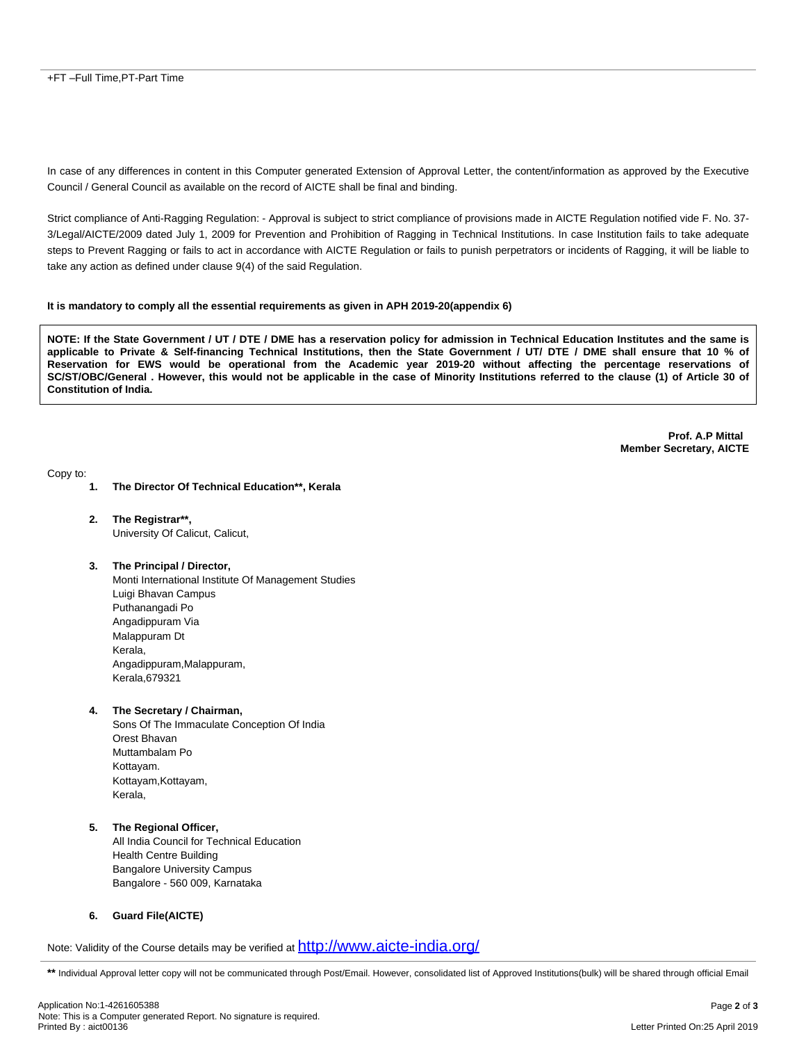+FT –Full Time,PT-Part Time

In case of any differences in content in this Computer generated Extension of Approval Letter, the content/information as approved by the Executive Council / General Council as available on the record of AICTE shall be final and binding.

Strict compliance of Anti-Ragging Regulation: - Approval is subject to strict compliance of provisions made in AICTE Regulation notified vide F. No. 37-3/Legal/AICTE/2009 dated July 1, 2009 for Prevention and Prohibition of Ragging in Technical Institutions. In case Institution fails to take adequate steps to Prevent Ragging or fails to act in accordance with AICTE Regulation or fails to punish perpetrators or incidents of Ragging, it will be liable to take any action as defined under clause 9(4) of the said Regulation.

**It is mandatory to comply all the essential requirements as given in APH 2019-20(appendix 6)**

**NOTE: If the State Government / UT / DTE / DME has a reservation policy for admission in Technical Education Institutes and the same is applicable to Private & Self-financing Technical Institutions, then the State Government / UT/ DTE / DME shall ensure that 10 % of Reservation for EWS would be operational from the Academic year 2019-20 without affecting the percentage reservations of SC/ST/OBC/General . However, this would not be applicable in the case of Minority Institutions referred to the clause (1) of Article 30 of Constitution of India.**

**Prof. A.P Mittal**
**Member Secretary, AICTE**

Copy to:

1. **The Director Of Technical Education**\*\*, Kerala**

2. **The Registrar\*\*,**
   University Of Calicut, Calicut,

3. **The Principal / Director,**
   Monti International Institute Of Management Studies
   Luigi Bhavan Campus
   Puthanangadi Po
   Angadippuram Via
   Malappuram Dt
   Kerala,
   Angadippuram,Malappuram,
   Kerala,679321

4. **The Secretary / Chairman,**
   Sons Of The Immaculate Conception Of India
   Orest Bhavan
   Muttambalam Po
   Kottayam.
   Kottayam,Kottayam,
   Kerala,

5. **The Regional Officer,**
   All India Council for Technical Education
   Health Centre Building
   Bangalore University Campus
   Bangalore - 560 009, Karnataka

6. **Guard File(AICTE)**

Note: Validity of the Course details may be verified at http://www.aicte-india.org/

**\*\*** Individual Approval letter copy will not be communicated through Post/Email. However, consolidated list of Approved Institutions(bulk) will be shared through official Email

Application No:1-4261605388
Note: This is a Computer generated Report. No signature is required.
Printed By : aict00136

Letter Printed On:25 April 2019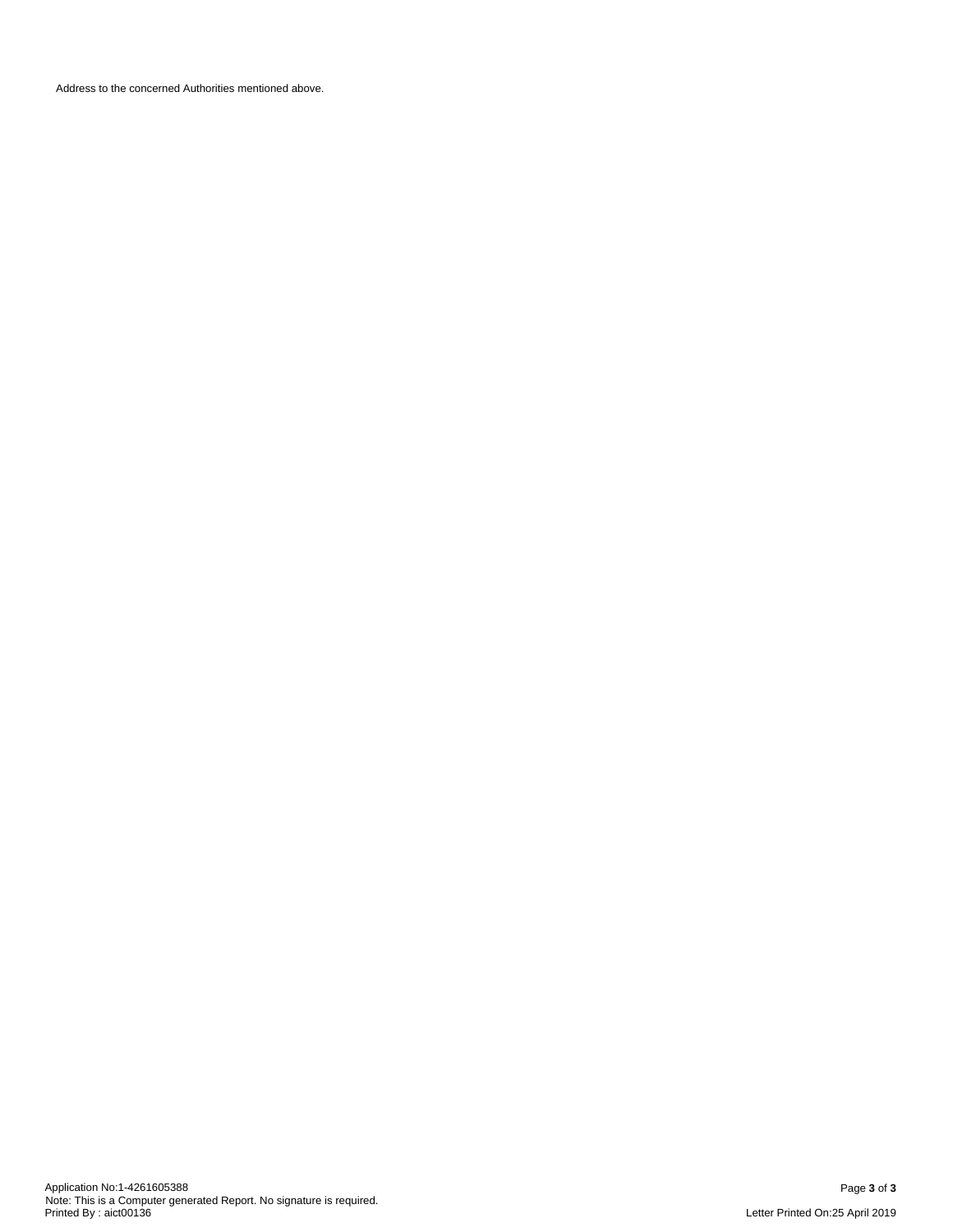Address to the concerned Authorities mentioned above.